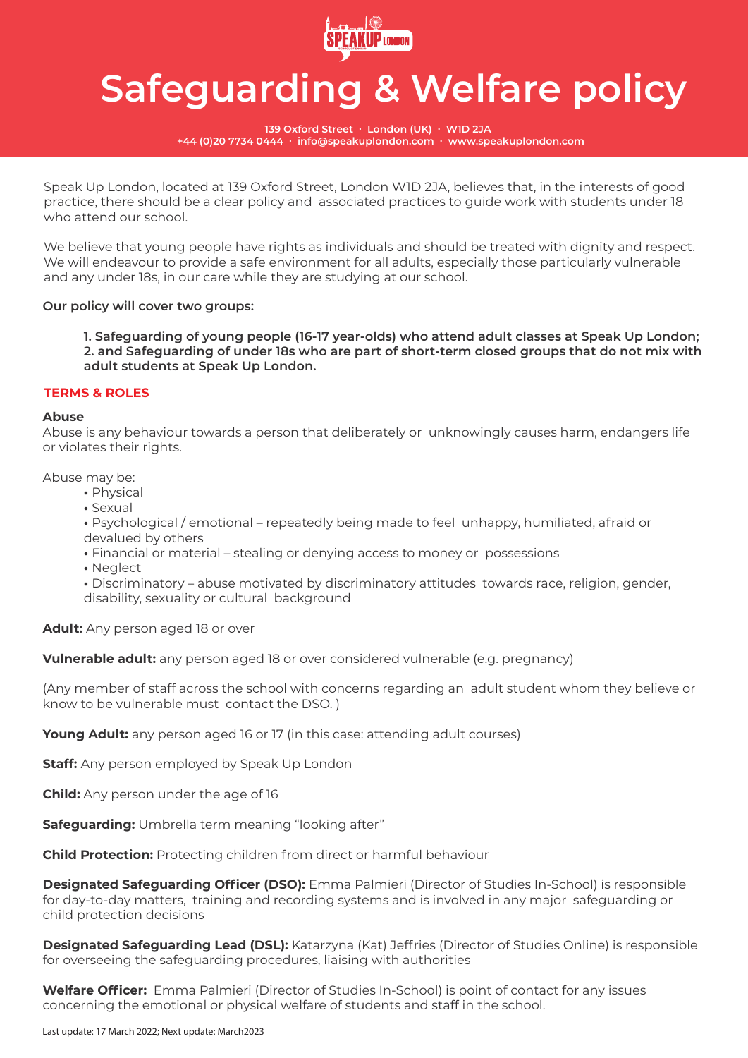# Safeguarding & Welfare policy

**139 Oxford Street · London (UK) · W1D 2JA**
**+44 (0)20 7734 0444 · info@speakuplondon.com · www.speakuplondon.com**

Speak Up London, located at 139 Oxford Street, London W1D 2JA, believes that, in the interests of good practice, there should be a clear policy and associated practices to guide work with students under 18 who attend our school.

We believe that young people have rights as individuals and should be treated with dignity and respect. We will endeavour to provide a safe environment for all adults, especially those particularly vulnerable and any under 18s, in our care while they are studying at our school.

**Our policy will cover two groups:**

**1. Safeguarding of young people (16-17 year-olds) who attend adult classes at Speak Up London;**
**2. and Safeguarding of under 18s who are part of short-term closed groups that do not mix with adult students at Speak Up London.**

## TERMS & ROLES

**Abuse**
Abuse is any behaviour towards a person that deliberately or unknowingly causes harm, endangers life or violates their rights.

Abuse may be:

- Physical
- Sexual
- Psychological / emotional – repeatedly being made to feel unhappy, humiliated, afraid or devalued by others
- Financial or material – stealing or denying access to money or possessions
- Neglect
- Discriminatory – abuse motivated by discriminatory attitudes towards race, religion, gender, disability, sexuality or cultural background

**Adult:** Any person aged 18 or over

**Vulnerable adult:** any person aged 18 or over considered vulnerable (e.g. pregnancy)

(Any member of staff across the school with concerns regarding an adult student whom they believe or know to be vulnerable must contact the DSO. )

**Young Adult:** any person aged 16 or 17 (in this case: attending adult courses)

**Staff:** Any person employed by Speak Up London

**Child:** Any person under the age of 16

**Safeguarding:** Umbrella term meaning "looking after"

**Child Protection:** Protecting children from direct or harmful behaviour

**Designated Safeguarding Officer (DSO):** Emma Palmieri (Director of Studies In-School) is responsible for day-to-day matters, training and recording systems and is involved in any major safeguarding or child protection decisions

**Designated Safeguarding Lead (DSL):** Katarzyna (Kat) Jeffries (Director of Studies Online) is responsible for overseeing the safeguarding procedures, liaising with authorities

**Welfare Officer:** Emma Palmieri (Director of Studies In-School) is point of contact for any issues concerning the emotional or physical welfare of students and staff in the school.

Last update: 17 March 2022; Next update: March2023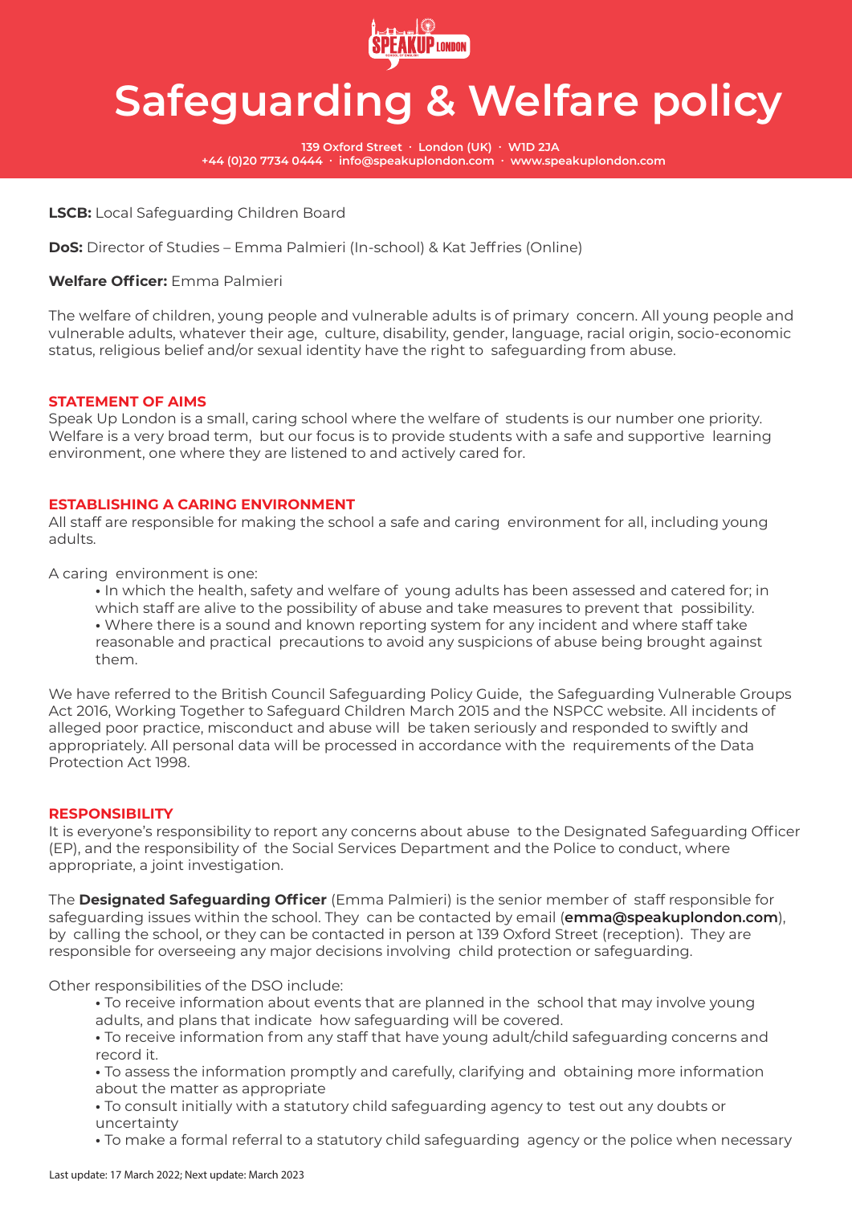# Safeguarding & Welfare policy

**139 Oxford Street · London (UK) · W1D 2JA**
**+44 (0)20 7734 0444 · info@speakuplondon.com · www.speakuplondon.com**

**LSCB:** Local Safeguarding Children Board

**DoS:** Director of Studies – Emma Palmieri (In-school) & Kat Jeffries (Online)

**Welfare Officer:** Emma Palmieri

The welfare of children, young people and vulnerable adults is of primary concern. All young people and vulnerable adults, whatever their age, culture, disability, gender, language, racial origin, socio-economic status, religious belief and/or sexual identity have the right to safeguarding from abuse.

## STATEMENT OF AIMS

Speak Up London is a small, caring school where the welfare of students is our number one priority. Welfare is a very broad term, but our focus is to provide students with a safe and supportive learning environment, one where they are listened to and actively cared for.

## ESTABLISHING A CARING ENVIRONMENT

All staff are responsible for making the school a safe and caring environment for all, including young adults.

A caring environment is one:

- In which the health, safety and welfare of young adults has been assessed and catered for; in which staff are alive to the possibility of abuse and take measures to prevent that possibility.
- Where there is a sound and known reporting system for any incident and where staff take reasonable and practical precautions to avoid any suspicions of abuse being brought against them.

We have referred to the British Council Safeguarding Policy Guide, the Safeguarding Vulnerable Groups Act 2016, Working Together to Safeguard Children March 2015 and the NSPCC website. All incidents of alleged poor practice, misconduct and abuse will be taken seriously and responded to swiftly and appropriately. All personal data will be processed in accordance with the requirements of the Data Protection Act 1998.

## RESPONSIBILITY

It is everyone's responsibility to report any concerns about abuse to the Designated Safeguarding Officer (EP), and the responsibility of the Social Services Department and the Police to conduct, where appropriate, a joint investigation.

The **Designated Safeguarding Officer** (Emma Palmieri) is the senior member of staff responsible for safeguarding issues within the school. They can be contacted by email (**emma@speakuplondon.com**), by calling the school, or they can be contacted in person at 139 Oxford Street (reception). They are responsible for overseeing any major decisions involving child protection or safeguarding.

Other responsibilities of the DSO include:

- To receive information about events that are planned in the school that may involve young adults, and plans that indicate how safeguarding will be covered.
- To receive information from any staff that have young adult/child safeguarding concerns and record it.
- To assess the information promptly and carefully, clarifying and obtaining more information about the matter as appropriate
- To consult initially with a statutory child safeguarding agency to test out any doubts or uncertainty
- To make a formal referral to a statutory child safeguarding agency or the police when necessary

Last update: 17 March 2022; Next update: March 2023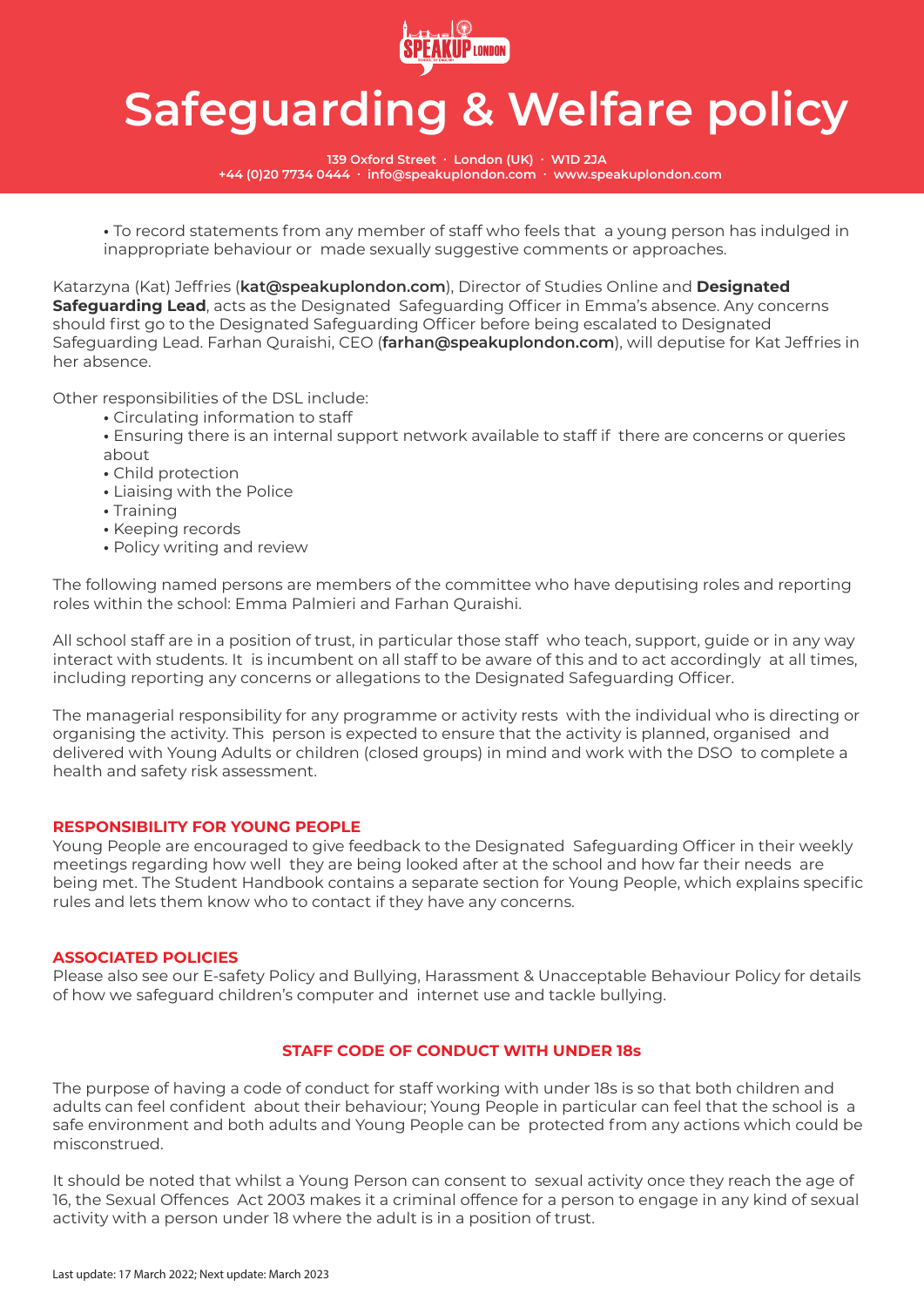- To record statements from any member of staff who feels that a young person has indulged in inappropriate behaviour or made sexually suggestive comments or approaches.

Katarzyna (Kat) Jeffries (**kat@speakuplondon.com**), Director of Studies Online and **Designated Safeguarding Lead**, acts as the Designated Safeguarding Officer in Emma's absence. Any concerns should first go to the Designated Safeguarding Officer before being escalated to Designated Safeguarding Lead. Farhan Quraishi, CEO (**farhan@speakuplondon.com**), will deputise for Kat Jeffries in her absence.

Other responsibilities of the DSL include:

- Circulating information to staff
- Ensuring there is an internal support network available to staff if there are concerns or queries about
- Child protection
- Liaising with the Police
- Training
- Keeping records
- Policy writing and review

The following named persons are members of the committee who have deputising roles and reporting roles within the school: Emma Palmieri and Farhan Quraishi.

All school staff are in a position of trust, in particular those staff who teach, support, guide or in any way interact with students. It is incumbent on all staff to be aware of this and to act accordingly at all times, including reporting any concerns or allegations to the Designated Safeguarding Officer.

The managerial responsibility for any programme or activity rests with the individual who is directing or organising the activity. This person is expected to ensure that the activity is planned, organised and delivered with Young Adults or children (closed groups) in mind and work with the DSO to complete a health and safety risk assessment.

## RESPONSIBILITY FOR YOUNG PEOPLE

Young People are encouraged to give feedback to the Designated Safeguarding Officer in their weekly meetings regarding how well they are being looked after at the school and how far their needs are being met. The Student Handbook contains a separate section for Young People, which explains specific rules and lets them know who to contact if they have any concerns.

## ASSOCIATED POLICIES

Please also see our E-safety Policy and Bullying, Harassment & Unacceptable Behaviour Policy for details of how we safeguard children's computer and internet use and tackle bullying.

## STAFF CODE OF CONDUCT WITH UNDER 18s

The purpose of having a code of conduct for staff working with under 18s is so that both children and adults can feel confident about their behaviour; Young People in particular can feel that the school is a safe environment and both adults and Young People can be protected from any actions which could be misconstrued.

It should be noted that whilst a Young Person can consent to sexual activity once they reach the age of 16, the Sexual Offences Act 2003 makes it a criminal offence for a person to engage in any kind of sexual activity with a person under 18 where the adult is in a position of trust.

Last update: 17 March 2022; Next update: March 2023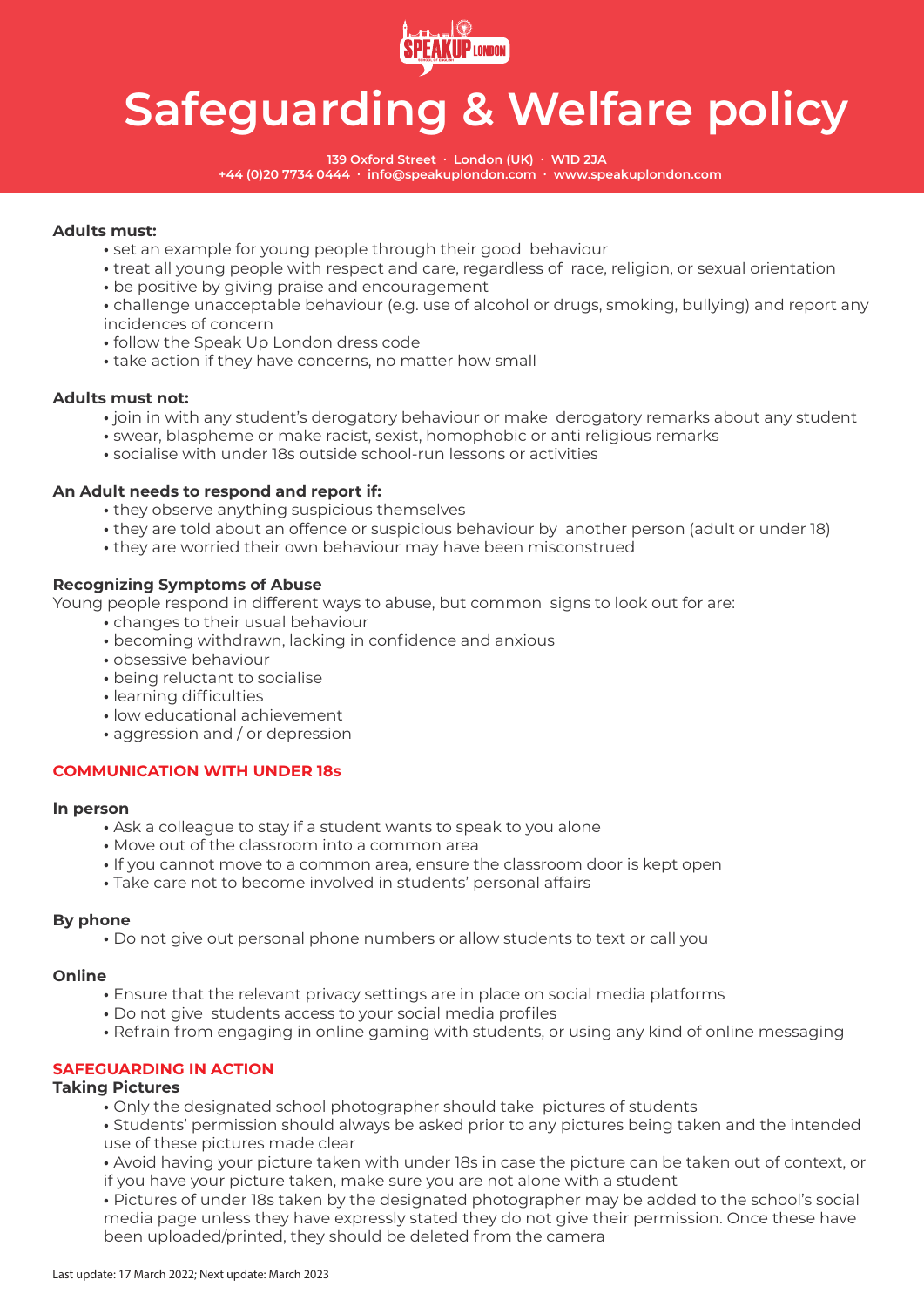# Safeguarding & Welfare policy

139 Oxford Street · London (UK) · W1D 2JA
+44 (0)20 7734 0444 · info@speakuplondon.com · www.speakuplondon.com

**Adults must:**

- set an example for young people through their good behaviour
- treat all young people with respect and care, regardless of race, religion, or sexual orientation
- be positive by giving praise and encouragement
- challenge unacceptable behaviour (e.g. use of alcohol or drugs, smoking, bullying) and report any incidences of concern
- follow the Speak Up London dress code
- take action if they have concerns, no matter how small

**Adults must not:**

- join in with any student's derogatory behaviour or make derogatory remarks about any student
- swear, blaspheme or make racist, sexist, homophobic or anti religious remarks
- socialise with under 18s outside school-run lessons or activities

**An Adult needs to respond and report if:**

- they observe anything suspicious themselves
- they are told about an offence or suspicious behaviour by another person (adult or under 18)
- they are worried their own behaviour may have been misconstrued

**Recognizing Symptoms of Abuse**

Young people respond in different ways to abuse, but common signs to look out for are:

- changes to their usual behaviour
- becoming withdrawn, lacking in confidence and anxious
- obsessive behaviour
- being reluctant to socialise
- learning difficulties
- low educational achievement
- aggression and / or depression

## COMMUNICATION WITH UNDER 18s

**In person**

- Ask a colleague to stay if a student wants to speak to you alone
- Move out of the classroom into a common area
- If you cannot move to a common area, ensure the classroom door is kept open
- Take care not to become involved in students' personal affairs

**By phone**

- Do not give out personal phone numbers or allow students to text or call you

**Online**

- Ensure that the relevant privacy settings are in place on social media platforms
- Do not give students access to your social media profiles
- Refrain from engaging in online gaming with students, or using any kind of online messaging

## SAFEGUARDING IN ACTION

**Taking Pictures**

- Only the designated school photographer should take pictures of students
- Students' permission should always be asked prior to any pictures being taken and the intended use of these pictures made clear
- Avoid having your picture taken with under 18s in case the picture can be taken out of context, or if you have your picture taken, make sure you are not alone with a student
- Pictures of under 18s taken by the designated photographer may be added to the school's social media page unless they have expressly stated they do not give their permission. Once these have been uploaded/printed, they should be deleted from the camera

Last update: 17 March 2022; Next update: March 2023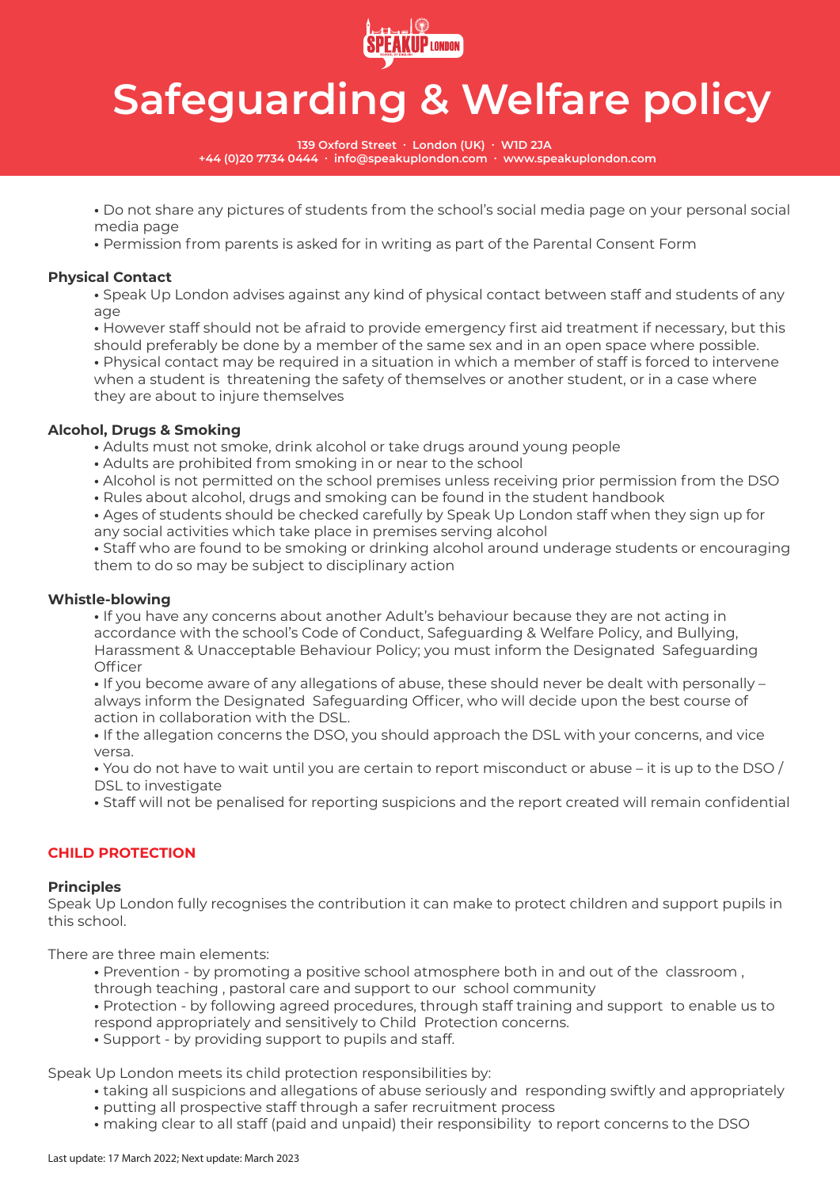- Do not share any pictures of students from the school's social media page on your personal social media page
- Permission from parents is asked for in writing as part of the Parental Consent Form

**Physical Contact**

- Speak Up London advises against any kind of physical contact between staff and students of any age
- However staff should not be afraid to provide emergency first aid treatment if necessary, but this should preferably be done by a member of the same sex and in an open space where possible.
- Physical contact may be required in a situation in which a member of staff is forced to intervene when a student is threatening the safety of themselves or another student, or in a case where they are about to injure themselves

**Alcohol, Drugs & Smoking**

- Adults must not smoke, drink alcohol or take drugs around young people
- Adults are prohibited from smoking in or near to the school
- Alcohol is not permitted on the school premises unless receiving prior permission from the DSO
- Rules about alcohol, drugs and smoking can be found in the student handbook
- Ages of students should be checked carefully by Speak Up London staff when they sign up for any social activities which take place in premises serving alcohol
- Staff who are found to be smoking or drinking alcohol around underage students or encouraging them to do so may be subject to disciplinary action

**Whistle-blowing**

- If you have any concerns about another Adult's behaviour because they are not acting in accordance with the school's Code of Conduct, Safeguarding & Welfare Policy, and Bullying, Harassment & Unacceptable Behaviour Policy; you must inform the Designated Safeguarding Officer
- If you become aware of any allegations of abuse, these should never be dealt with personally – always inform the Designated Safeguarding Officer, who will decide upon the best course of action in collaboration with the DSL.
- If the allegation concerns the DSO, you should approach the DSL with your concerns, and vice versa.
- You do not have to wait until you are certain to report misconduct or abuse – it is up to the DSO / DSL to investigate
- Staff will not be penalised for reporting suspicions and the report created will remain confidential

## CHILD PROTECTION

**Principles**

Speak Up London fully recognises the contribution it can make to protect children and support pupils in this school.

There are three main elements:

- Prevention - by promoting a positive school atmosphere both in and out of the classroom , through teaching , pastoral care and support to our school community
- Protection - by following agreed procedures, through staff training and support to enable us to respond appropriately and sensitively to Child Protection concerns.
- Support - by providing support to pupils and staff.

Speak Up London meets its child protection responsibilities by:

- taking all suspicions and allegations of abuse seriously and responding swiftly and appropriately
- putting all prospective staff through a safer recruitment process
- making clear to all staff (paid and unpaid) their responsibility to report concerns to the DSO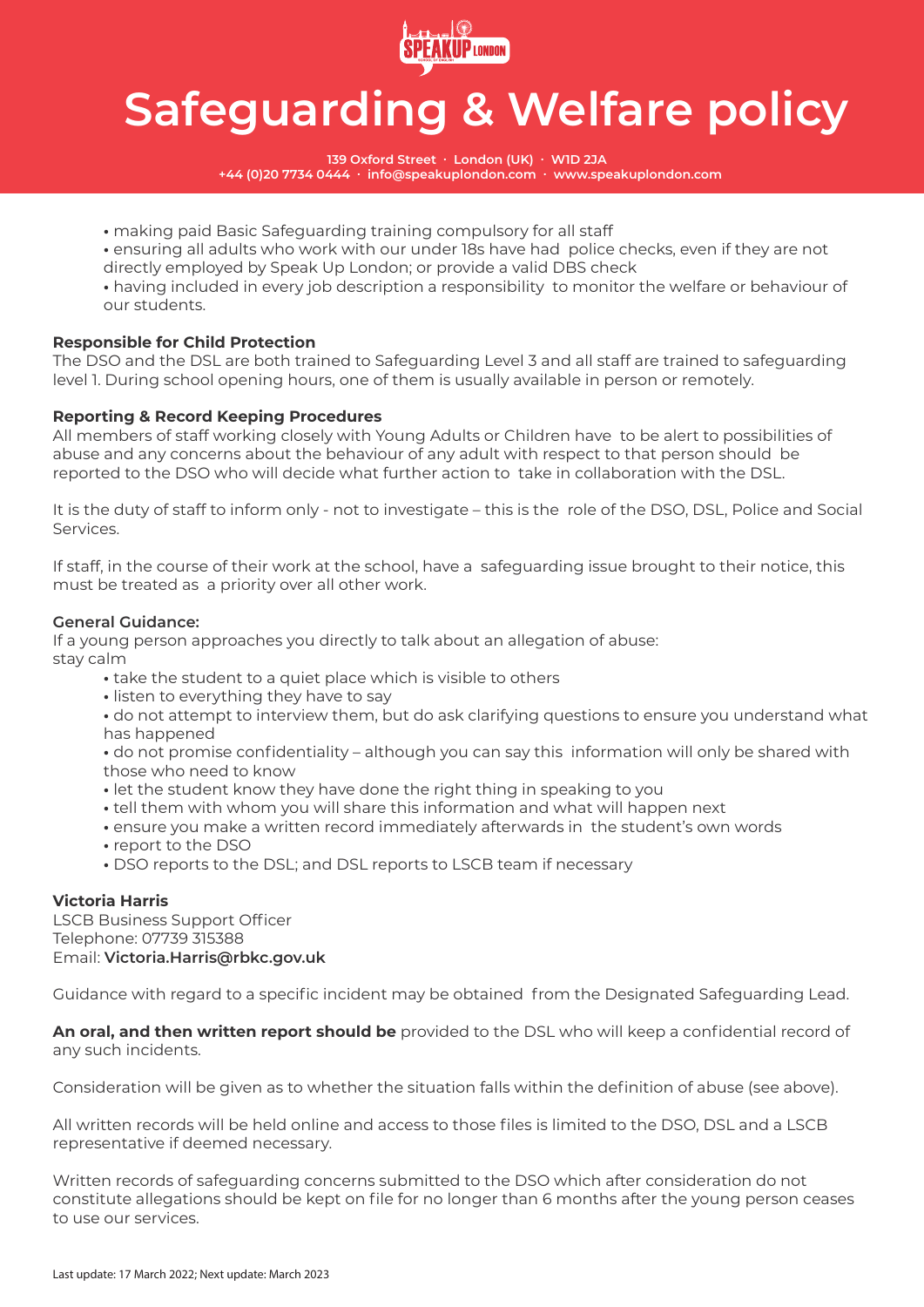- making paid Basic Safeguarding training compulsory for all staff
- ensuring all adults who work with our under 18s have had police checks, even if they are not directly employed by Speak Up London; or provide a valid DBS check
- having included in every job description a responsibility to monitor the welfare or behaviour of our students.

**Responsible for Child Protection**

The DSO and the DSL are both trained to Safeguarding Level 3 and all staff are trained to safeguarding level 1. During school opening hours, one of them is usually available in person or remotely.

**Reporting & Record Keeping Procedures**

All members of staff working closely with Young Adults or Children have to be alert to possibilities of abuse and any concerns about the behaviour of any adult with respect to that person should be reported to the DSO who will decide what further action to take in collaboration with the DSL.

It is the duty of staff to inform only - not to investigate – this is the role of the DSO, DSL, Police and Social Services.

If staff, in the course of their work at the school, have a safeguarding issue brought to their notice, this must be treated as a priority over all other work.

**General Guidance:**

If a young person approaches you directly to talk about an allegation of abuse:
stay calm

- take the student to a quiet place which is visible to others
- listen to everything they have to say
- do not attempt to interview them, but do ask clarifying questions to ensure you understand what has happened
- do not promise confidentiality – although you can say this information will only be shared with those who need to know
- let the student know they have done the right thing in speaking to you
- tell them with whom you will share this information and what will happen next
- ensure you make a written record immediately afterwards in the student's own words
- report to the DSO
- DSO reports to the DSL; and DSL reports to LSCB team if necessary

**Victoria Harris**
LSCB Business Support Officer
Telephone: 07739 315388
Email: **Victoria.Harris@rbkc.gov.uk**

Guidance with regard to a specific incident may be obtained from the Designated Safeguarding Lead.

**An oral, and then written report should be** provided to the DSL who will keep a confidential record of any such incidents.

Consideration will be given as to whether the situation falls within the definition of abuse (see above).

All written records will be held online and access to those files is limited to the DSO, DSL and a LSCB representative if deemed necessary.

Written records of safeguarding concerns submitted to the DSO which after consideration do not constitute allegations should be kept on file for no longer than 6 months after the young person ceases to use our services.

Last update: 17 March 2022; Next update: March 2023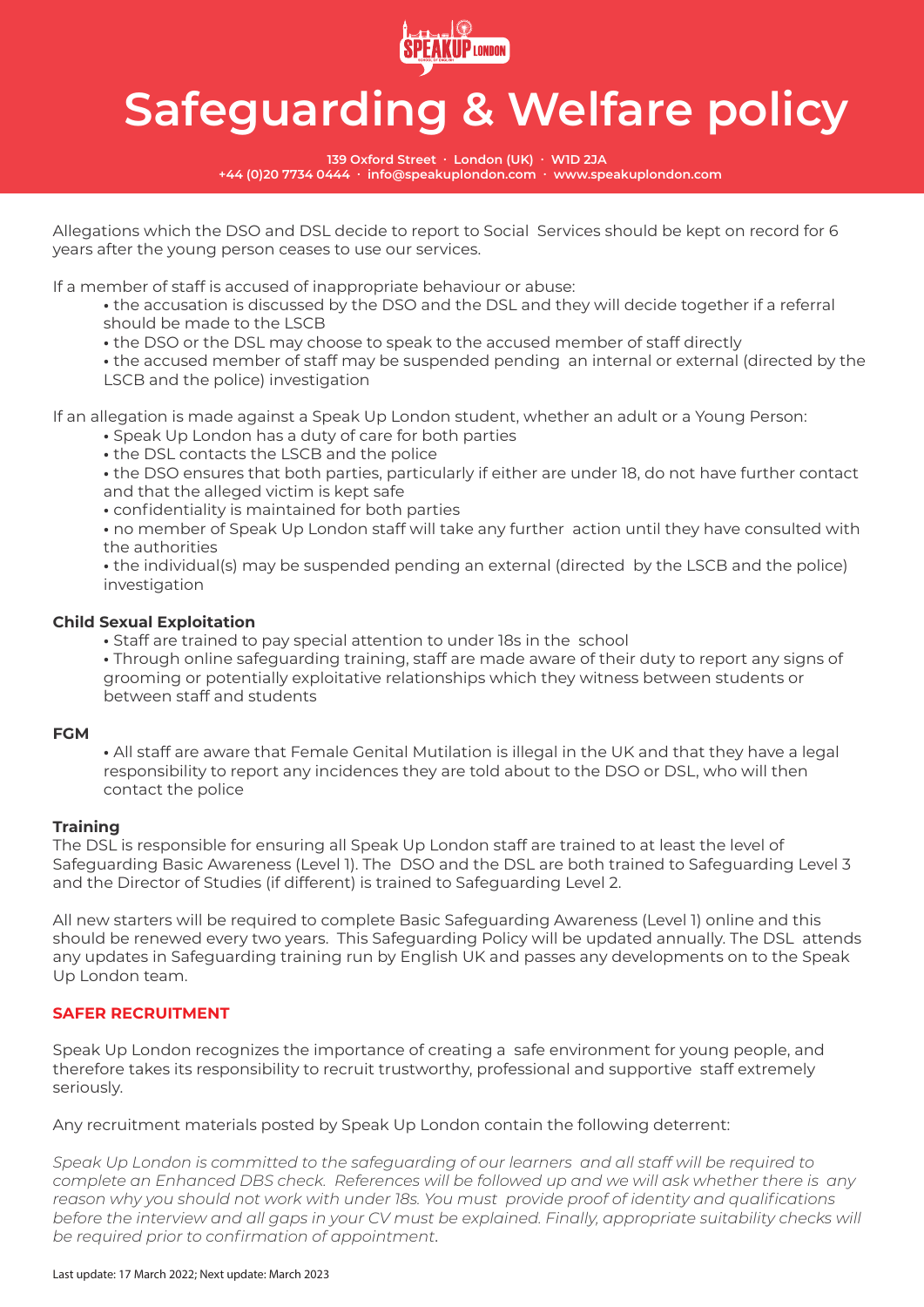Allegations which the DSO and DSL decide to report to Social Services should be kept on record for 6 years after the young person ceases to use our services.

If a member of staff is accused of inappropriate behaviour or abuse:

- the accusation is discussed by the DSO and the DSL and they will decide together if a referral should be made to the LSCB
- the DSO or the DSL may choose to speak to the accused member of staff directly
- the accused member of staff may be suspended pending an internal or external (directed by the LSCB and the police) investigation

If an allegation is made against a Speak Up London student, whether an adult or a Young Person:

- Speak Up London has a duty of care for both parties
- the DSL contacts the LSCB and the police
- the DSO ensures that both parties, particularly if either are under 18, do not have further contact and that the alleged victim is kept safe
- confidentiality is maintained for both parties
- no member of Speak Up London staff will take any further action until they have consulted with the authorities
- the individual(s) may be suspended pending an external (directed by the LSCB and the police) investigation

**Child Sexual Exploitation**

- Staff are trained to pay special attention to under 18s in the school
- Through online safeguarding training, staff are made aware of their duty to report any signs of grooming or potentially exploitative relationships which they witness between students or between staff and students

**FGM**

- All staff are aware that Female Genital Mutilation is illegal in the UK and that they have a legal responsibility to report any incidences they are told about to the DSO or DSL, who will then contact the police

**Training**

The DSL is responsible for ensuring all Speak Up London staff are trained to at least the level of Safeguarding Basic Awareness (Level 1). The DSO and the DSL are both trained to Safeguarding Level 3 and the Director of Studies (if different) is trained to Safeguarding Level 2.

All new starters will be required to complete Basic Safeguarding Awareness (Level 1) online and this should be renewed every two years. This Safeguarding Policy will be updated annually. The DSL attends any updates in Safeguarding training run by English UK and passes any developments on to the Speak Up London team.

## SAFER RECRUITMENT

Speak Up London recognizes the importance of creating a safe environment for young people, and therefore takes its responsibility to recruit trustworthy, professional and supportive staff extremely seriously.

Any recruitment materials posted by Speak Up London contain the following deterrent:

*Speak Up London is committed to the safeguarding of our learners and all staff will be required to complete an Enhanced DBS check. References will be followed up and we will ask whether there is any reason why you should not work with under 18s. You must provide proof of identity and qualifications before the interview and all gaps in your CV must be explained. Finally, appropriate suitability checks will be required prior to confirmation of appointment.*

Last update: 17 March 2022; Next update: March 2023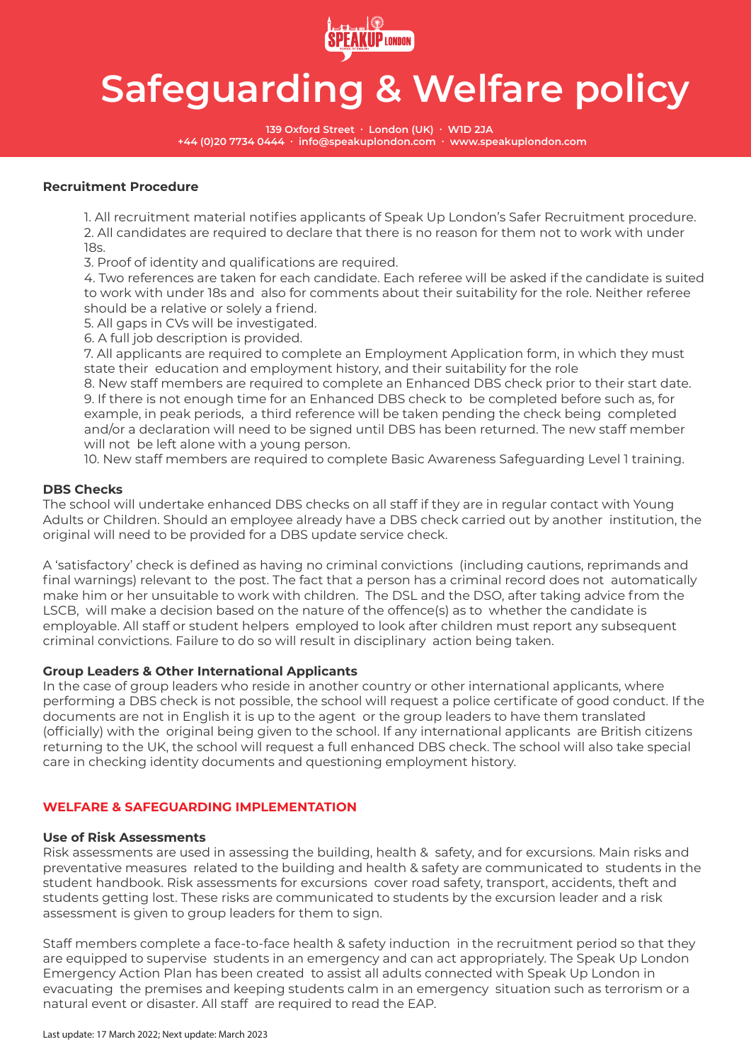# Safeguarding & Welfare policy

**139 Oxford Street · London (UK) · W1D 2JA**
**+44 (0)20 7734 0444 · info@speakuplondon.com · www.speakuplondon.com**

**Recruitment Procedure**

1. All recruitment material notifies applicants of Speak Up London's Safer Recruitment procedure.
2. All candidates are required to declare that there is no reason for them not to work with under 18s.
3. Proof of identity and qualifications are required.
4. Two references are taken for each candidate. Each referee will be asked if the candidate is suited to work with under 18s and also for comments about their suitability for the role. Neither referee should be a relative or solely a friend.
5. All gaps in CVs will be investigated.
6. A full job description is provided.
7. All applicants are required to complete an Employment Application form, in which they must state their education and employment history, and their suitability for the role
8. New staff members are required to complete an Enhanced DBS check prior to their start date.
9. If there is not enough time for an Enhanced DBS check to be completed before such as, for example, in peak periods, a third reference will be taken pending the check being completed and/or a declaration will need to be signed until DBS has been returned. The new staff member will not be left alone with a young person.
10. New staff members are required to complete Basic Awareness Safeguarding Level 1 training.

**DBS Checks**

The school will undertake enhanced DBS checks on all staff if they are in regular contact with Young Adults or Children. Should an employee already have a DBS check carried out by another institution, the original will need to be provided for a DBS update service check.

A 'satisfactory' check is defined as having no criminal convictions (including cautions, reprimands and final warnings) relevant to the post. The fact that a person has a criminal record does not automatically make him or her unsuitable to work with children. The DSL and the DSO, after taking advice from the LSCB, will make a decision based on the nature of the offence(s) as to whether the candidate is employable. All staff or student helpers employed to look after children must report any subsequent criminal convictions. Failure to do so will result in disciplinary action being taken.

**Group Leaders & Other International Applicants**

In the case of group leaders who reside in another country or other international applicants, where performing a DBS check is not possible, the school will request a police certificate of good conduct. If the documents are not in English it is up to the agent or the group leaders to have them translated (officially) with the original being given to the school. If any international applicants are British citizens returning to the UK, the school will request a full enhanced DBS check. The school will also take special care in checking identity documents and questioning employment history.

## WELFARE & SAFEGUARDING IMPLEMENTATION

**Use of Risk Assessments**

Risk assessments are used in assessing the building, health & safety, and for excursions. Main risks and preventative measures related to the building and health & safety are communicated to students in the student handbook. Risk assessments for excursions cover road safety, transport, accidents, theft and students getting lost. These risks are communicated to students by the excursion leader and a risk assessment is given to group leaders for them to sign.

Staff members complete a face-to-face health & safety induction in the recruitment period so that they are equipped to supervise students in an emergency and can act appropriately. The Speak Up London Emergency Action Plan has been created to assist all adults connected with Speak Up London in evacuating the premises and keeping students calm in an emergency situation such as terrorism or a natural event or disaster. All staff are required to read the EAP.

Last update: 17 March 2022; Next update: March 2023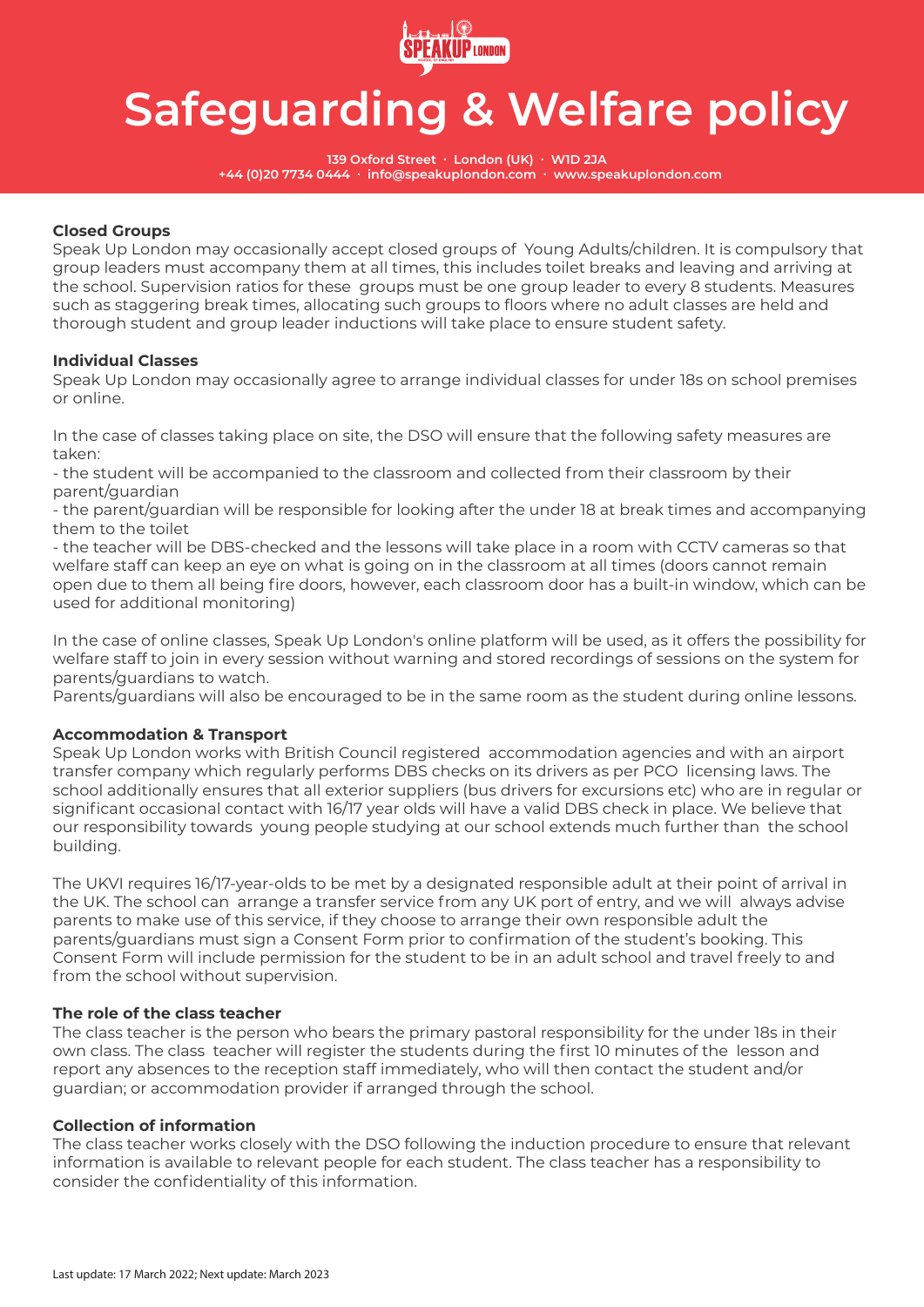# Safeguarding & Welfare policy

139 Oxford Street · London (UK) · W1D 2JA
+44 (0)20 7734 0444 · info@speakuplondon.com · www.speakuplondon.com

**Closed Groups**

Speak Up London may occasionally accept closed groups of Young Adults/children. It is compulsory that group leaders must accompany them at all times, this includes toilet breaks and leaving and arriving at the school. Supervision ratios for these groups must be one group leader to every 8 students. Measures such as staggering break times, allocating such groups to floors where no adult classes are held and thorough student and group leader inductions will take place to ensure student safety.

**Individual Classes**

Speak Up London may occasionally agree to arrange individual classes for under 18s on school premises or online.

In the case of classes taking place on site, the DSO will ensure that the following safety measures are taken:

- the student will be accompanied to the classroom and collected from their classroom by their parent/guardian
- the parent/guardian will be responsible for looking after the under 18 at break times and accompanying them to the toilet
- the teacher will be DBS-checked and the lessons will take place in a room with CCTV cameras so that welfare staff can keep an eye on what is going on in the classroom at all times (doors cannot remain open due to them all being fire doors, however, each classroom door has a built-in window, which can be used for additional monitoring)

In the case of online classes, Speak Up London's online platform will be used, as it offers the possibility for welfare staff to join in every session without warning and stored recordings of sessions on the system for parents/guardians to watch.
Parents/guardians will also be encouraged to be in the same room as the student during online lessons.

**Accommodation & Transport**

Speak Up London works with British Council registered accommodation agencies and with an airport transfer company which regularly performs DBS checks on its drivers as per PCO licensing laws. The school additionally ensures that all exterior suppliers (bus drivers for excursions etc) who are in regular or significant occasional contact with 16/17 year olds will have a valid DBS check in place. We believe that our responsibility towards young people studying at our school extends much further than the school building.

The UKVI requires 16/17-year-olds to be met by a designated responsible adult at their point of arrival in the UK. The school can arrange a transfer service from any UK port of entry, and we will always advise parents to make use of this service, if they choose to arrange their own responsible adult the parents/guardians must sign a Consent Form prior to confirmation of the student's booking. This Consent Form will include permission for the student to be in an adult school and travel freely to and from the school without supervision.

**The role of the class teacher**

The class teacher is the person who bears the primary pastoral responsibility for the under 18s in their own class. The class teacher will register the students during the first 10 minutes of the lesson and report any absences to the reception staff immediately, who will then contact the student and/or guardian; or accommodation provider if arranged through the school.

**Collection of information**

The class teacher works closely with the DSO following the induction procedure to ensure that relevant information is available to relevant people for each student. The class teacher has a responsibility to consider the confidentiality of this information.

Last update: 17 March 2022; Next update: March 2023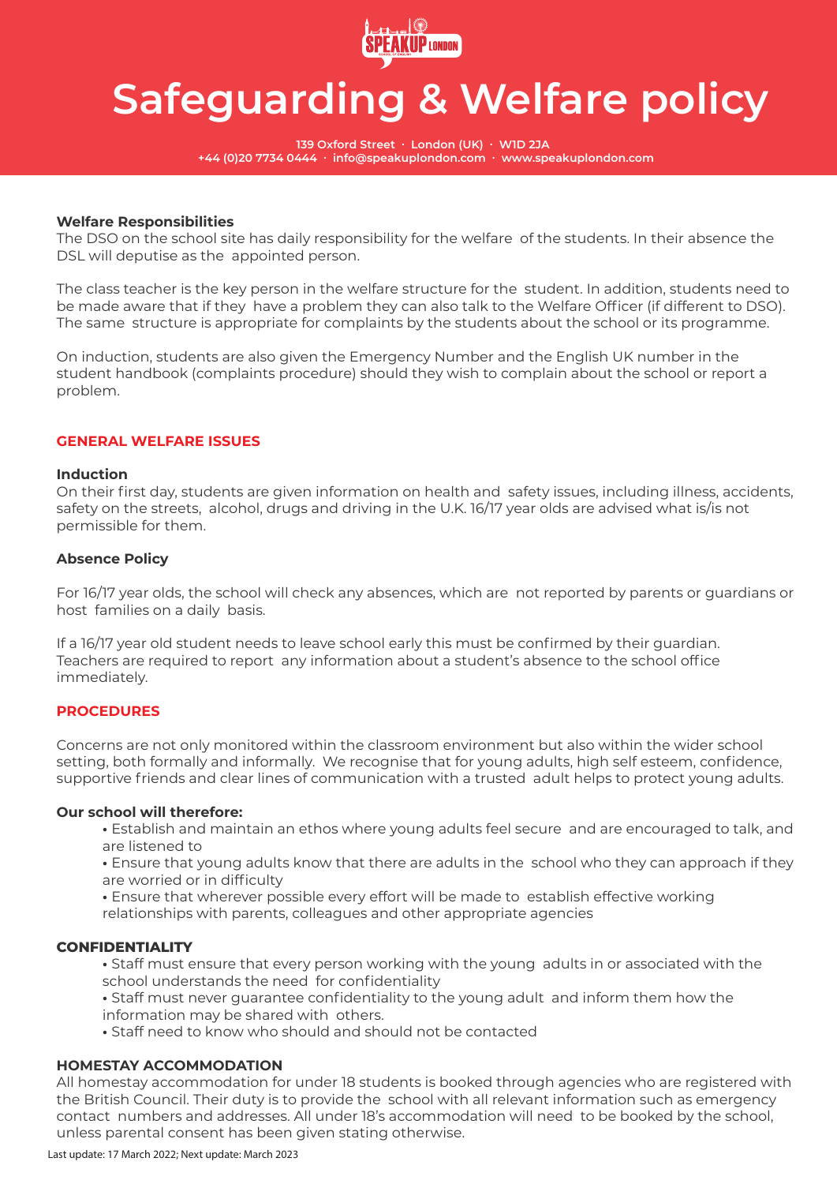# Safeguarding & Welfare policy

**139 Oxford Street · London (UK) · W1D 2JA**
**+44 (0)20 7734 0444 · info@speakuplondon.com · www.speakuplondon.com**

**Welfare Responsibilities**
The DSO on the school site has daily responsibility for the welfare of the students. In their absence the DSL will deputise as the appointed person.

The class teacher is the key person in the welfare structure for the student. In addition, students need to be made aware that if they have a problem they can also talk to the Welfare Officer (if different to DSO). The same structure is appropriate for complaints by the students about the school or its programme.

On induction, students are also given the Emergency Number and the English UK number in the student handbook (complaints procedure) should they wish to complain about the school or report a problem.

## GENERAL WELFARE ISSUES

**Induction**
On their first day, students are given information on health and safety issues, including illness, accidents, safety on the streets, alcohol, drugs and driving in the U.K. 16/17 year olds are advised what is/is not permissible for them.

**Absence Policy**

For 16/17 year olds, the school will check any absences, which are not reported by parents or guardians or host families on a daily basis.

If a 16/17 year old student needs to leave school early this must be confirmed by their guardian. Teachers are required to report any information about a student's absence to the school office immediately.

## PROCEDURES

Concerns are not only monitored within the classroom environment but also within the wider school setting, both formally and informally. We recognise that for young adults, high self esteem, confidence, supportive friends and clear lines of communication with a trusted adult helps to protect young adults.

**Our school will therefore:**

- Establish and maintain an ethos where young adults feel secure and are encouraged to talk, and are listened to
- Ensure that young adults know that there are adults in the school who they can approach if they are worried or in difficulty
- Ensure that wherever possible every effort will be made to establish effective working relationships with parents, colleagues and other appropriate agencies

**CONFIDENTIALITY**

- Staff must ensure that every person working with the young adults in or associated with the school understands the need for confidentiality
- Staff must never guarantee confidentiality to the young adult and inform them how the information may be shared with others.
- Staff need to know who should and should not be contacted

**HOMESTAY ACCOMMODATION**
All homestay accommodation for under 18 students is booked through agencies who are registered with the British Council. Their duty is to provide the school with all relevant information such as emergency contact numbers and addresses. All under 18's accommodation will need to be booked by the school, unless parental consent has been given stating otherwise.

Last update: 17 March 2022; Next update: March 2023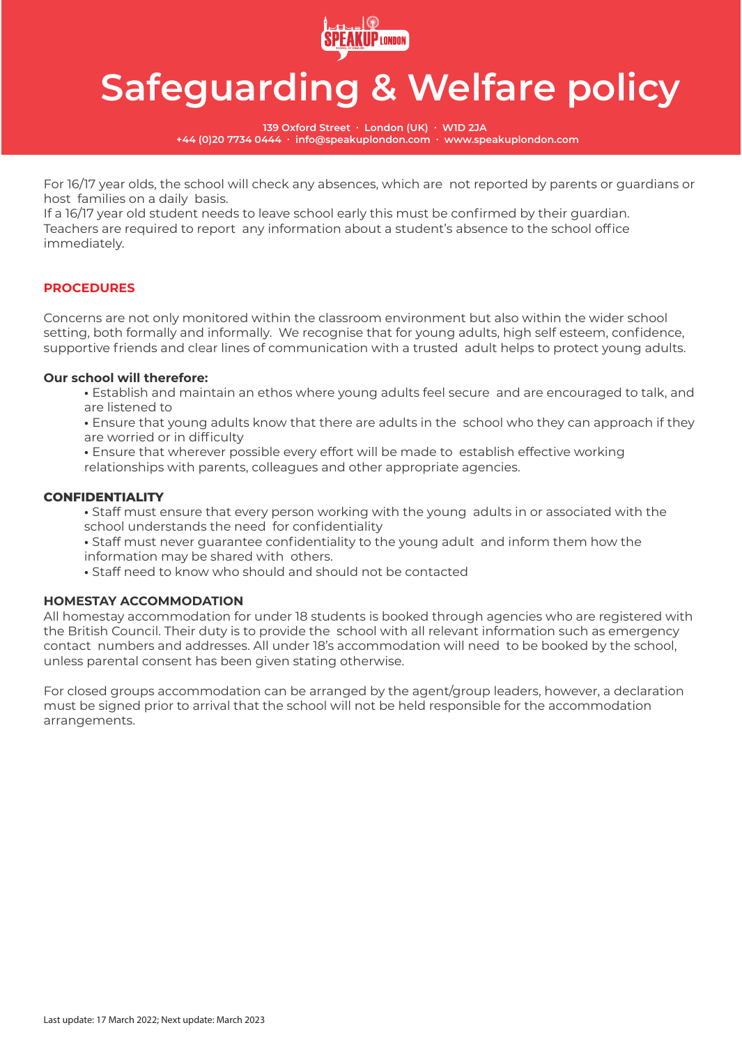For 16/17 year olds, the school will check any absences, which are not reported by parents or guardians or host families on a daily basis.
If a 16/17 year old student needs to leave school early this must be confirmed by their guardian.
Teachers are required to report any information about a student's absence to the school office immediately.

## PROCEDURES

Concerns are not only monitored within the classroom environment but also within the wider school setting, both formally and informally. We recognise that for young adults, high self esteem, confidence, supportive friends and clear lines of communication with a trusted adult helps to protect young adults.

**Our school will therefore:**

- Establish and maintain an ethos where young adults feel secure and are encouraged to talk, and are listened to
- Ensure that young adults know that there are adults in the school who they can approach if they are worried or in difficulty
- Ensure that wherever possible every effort will be made to establish effective working relationships with parents, colleagues and other appropriate agencies.

## CONFIDENTIALITY

- Staff must ensure that every person working with the young adults in or associated with the school understands the need for confidentiality
- Staff must never guarantee confidentiality to the young adult and inform them how the information may be shared with others.
- Staff need to know who should and should not be contacted

## HOMESTAY ACCOMMODATION

All homestay accommodation for under 18 students is booked through agencies who are registered with the British Council. Their duty is to provide the school with all relevant information such as emergency contact numbers and addresses. All under 18's accommodation will need to be booked by the school, unless parental consent has been given stating otherwise.

For closed groups accommodation can be arranged by the agent/group leaders, however, a declaration must be signed prior to arrival that the school will not be held responsible for the accommodation arrangements.

Last update: 17 March 2022; Next update: March 2023